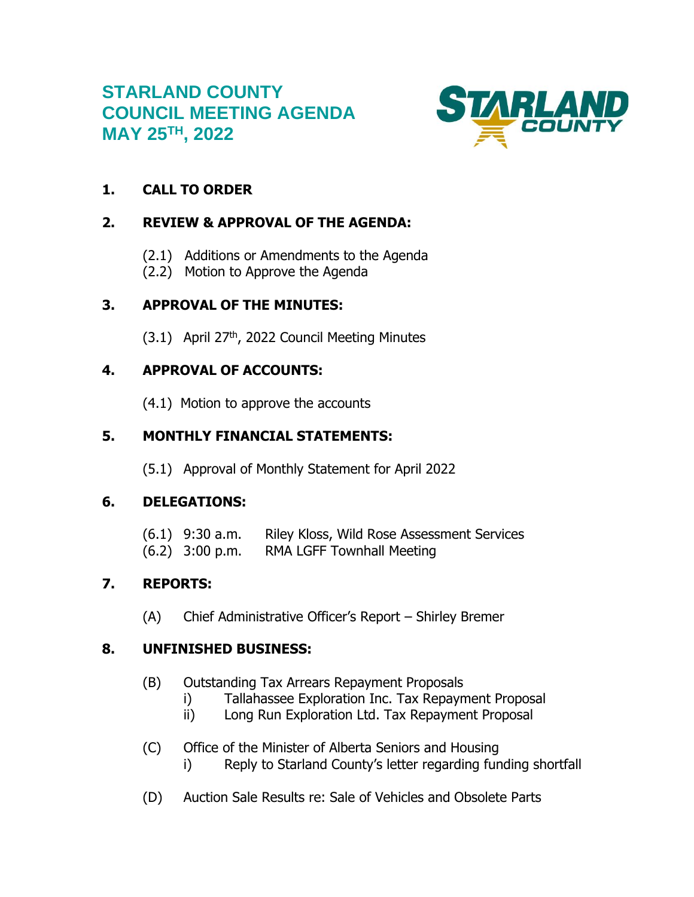# STARLAND COUNTY
# COUNCIL MEETING AGENDA
# MAY 25TH, 2022

**1. CALL TO ORDER**

**2. REVIEW & APPROVAL OF THE AGENDA:**

(2.1) Additions or Amendments to the Agenda
(2.2) Motion to Approve the Agenda

**3. APPROVAL OF THE MINUTES:**

(3.1) April 27th, 2022 Council Meeting Minutes

**4. APPROVAL OF ACCOUNTS:**

(4.1) Motion to approve the accounts

**5. MONTHLY FINANCIAL STATEMENTS:**

(5.1) Approval of Monthly Statement for April 2022

**6. DELEGATIONS:**

(6.1) 9:30 a.m. Riley Kloss, Wild Rose Assessment Services
(6.2) 3:00 p.m. RMA LGFF Townhall Meeting

**7. REPORTS:**

(A) Chief Administrative Officer's Report – Shirley Bremer

**8. UNFINISHED BUSINESS:**

(B) Outstanding Tax Arrears Repayment Proposals
- i) Tallahassee Exploration Inc. Tax Repayment Proposal
- ii) Long Run Exploration Ltd. Tax Repayment Proposal

(C) Office of the Minister of Alberta Seniors and Housing
- i) Reply to Starland County's letter regarding funding shortfall

(D) Auction Sale Results re: Sale of Vehicles and Obsolete Parts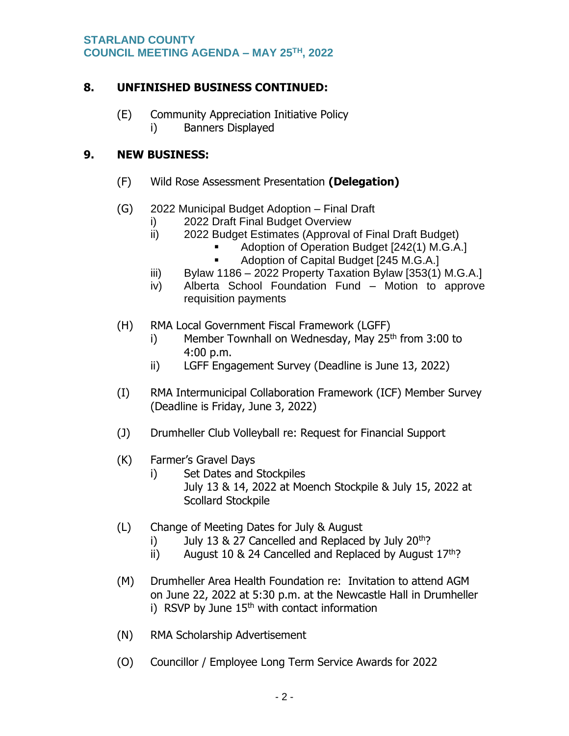## 8. UNFINISHED BUSINESS CONTINUED:

(E) Community Appreciation Initiative Policy
- i) Banners Displayed

## 9. NEW BUSINESS:

(F) Wild Rose Assessment Presentation **(Delegation)**

(G) 2022 Municipal Budget Adoption – Final Draft
- i) 2022 Draft Final Budget Overview
- ii) 2022 Budget Estimates (Approval of Final Draft Budget)
  - Adoption of Operation Budget [242(1) M.G.A.]
  - Adoption of Capital Budget [245 M.G.A.]
- iii) Bylaw 1186 – 2022 Property Taxation Bylaw [353(1) M.G.A.]
- iv) Alberta School Foundation Fund – Motion to approve requisition payments

(H) RMA Local Government Fiscal Framework (LGFF)
- i) Member Townhall on Wednesday, May 25th from 3:00 to 4:00 p.m.
- ii) LGFF Engagement Survey (Deadline is June 13, 2022)

(I) RMA Intermunicipal Collaboration Framework (ICF) Member Survey (Deadline is Friday, June 3, 2022)

(J) Drumheller Club Volleyball re: Request for Financial Support

(K) Farmer's Gravel Days
- i) Set Dates and Stockpiles
  July 13 & 14, 2022 at Moench Stockpile & July 15, 2022 at Scollard Stockpile

(L) Change of Meeting Dates for July & August
- i) July 13 & 27 Cancelled and Replaced by July 20th?
- ii) August 10 & 24 Cancelled and Replaced by August 17th?

(M) Drumheller Area Health Foundation re: Invitation to attend AGM on June 22, 2022 at 5:30 p.m. at the Newcastle Hall in Drumheller
- i) RSVP by June 15th with contact information

(N) RMA Scholarship Advertisement

(O) Councillor / Employee Long Term Service Awards for 2022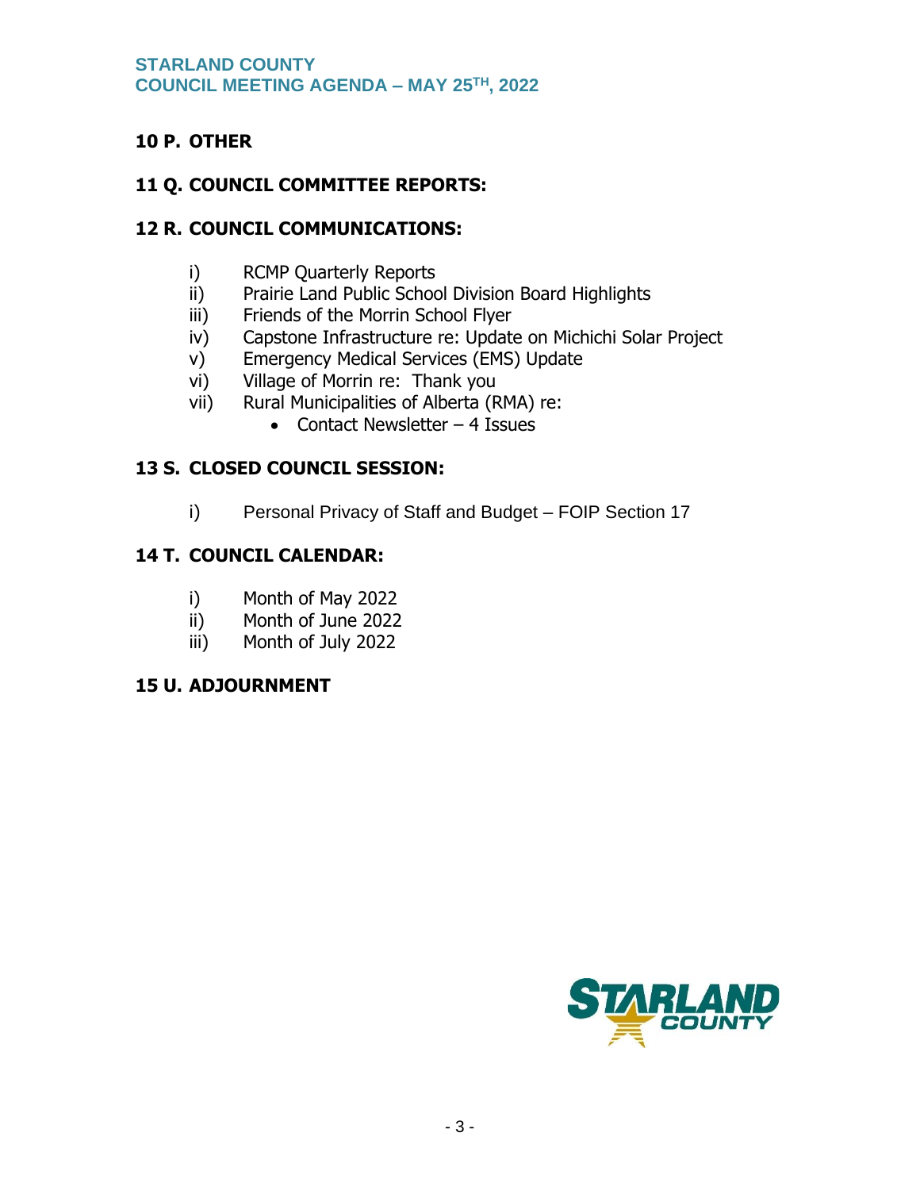## 10 P. OTHER

## 11 Q. COUNCIL COMMITTEE REPORTS:

## 12 R. COUNCIL COMMUNICATIONS:

i) RCMP Quarterly Reports
ii) Prairie Land Public School Division Board Highlights
iii) Friends of the Morrin School Flyer
iv) Capstone Infrastructure re: Update on Michichi Solar Project
v) Emergency Medical Services (EMS) Update
vi) Village of Morrin re: Thank you
vii) Rural Municipalities of Alberta (RMA) re:
- Contact Newsletter – 4 Issues

## 13 S. CLOSED COUNCIL SESSION:

i) Personal Privacy of Staff and Budget – FOIP Section 17

## 14 T. COUNCIL CALENDAR:

i) Month of May 2022
ii) Month of June 2022
iii) Month of July 2022

## 15 U. ADJOURNMENT